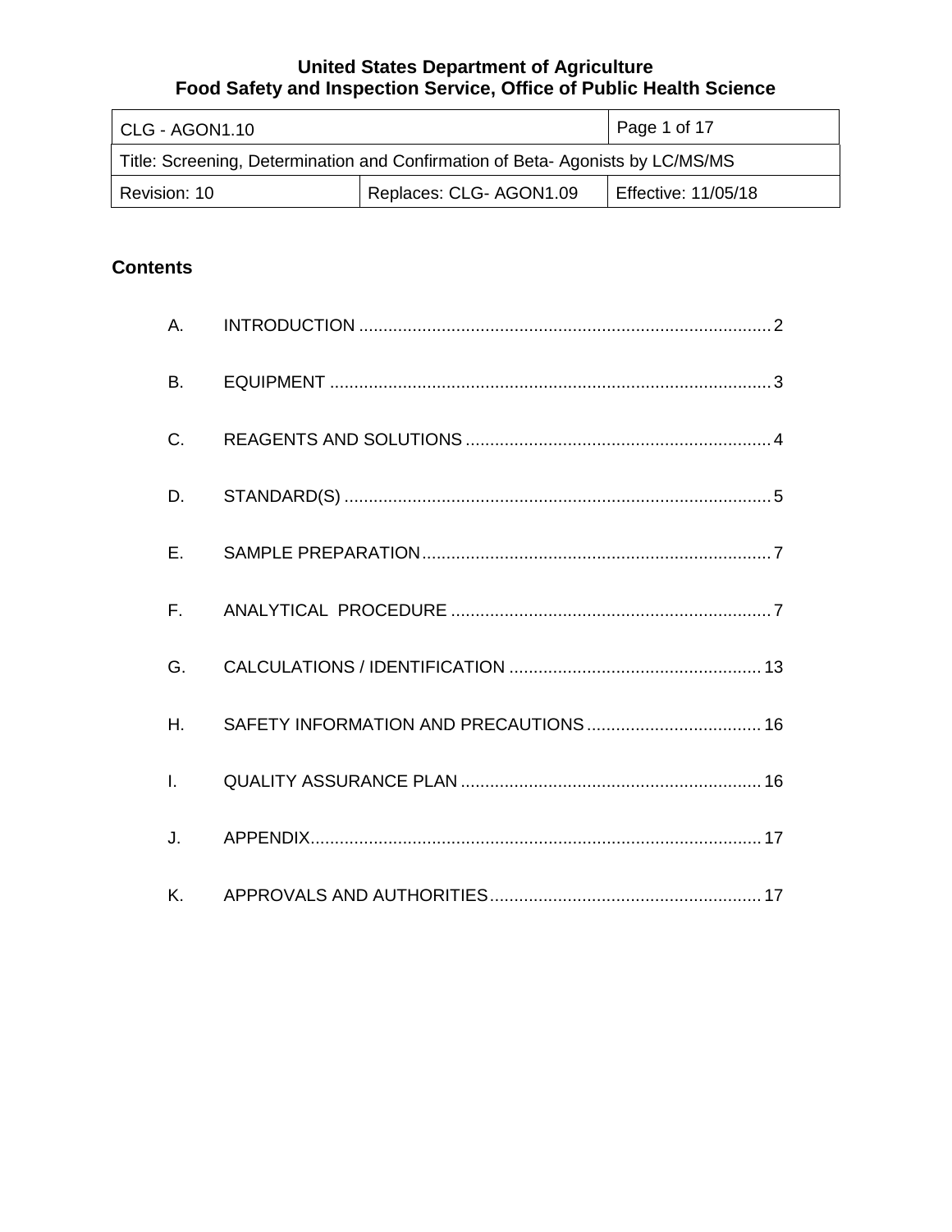**United States Department of Agriculture**
**Food Safety and Inspection Service, Office of Public Health Science**

| CLG - AGON1.10 | | Page 1 of 17 |
|---|---|---|
| Title: Screening, Determination and Confirmation of Beta- Agonists by LC/MS/MS | | |
| Revision: 10 | Replaces: CLG- AGON1.09 | Effective: 11/05/18 |

## Contents

A. INTRODUCTION ........ 2

B. EQUIPMENT ........ 3

C. REAGENTS AND SOLUTIONS ........ 4

D. STANDARD(S) ........ 5

E. SAMPLE PREPARATION ........ 7

F. ANALYTICAL PROCEDURE ........ 7

G. CALCULATIONS / IDENTIFICATION ........ 13

H. SAFETY INFORMATION AND PRECAUTIONS ........ 16

I. QUALITY ASSURANCE PLAN ........ 16

J. APPENDIX ........ 17

K. APPROVALS AND AUTHORITIES ........ 17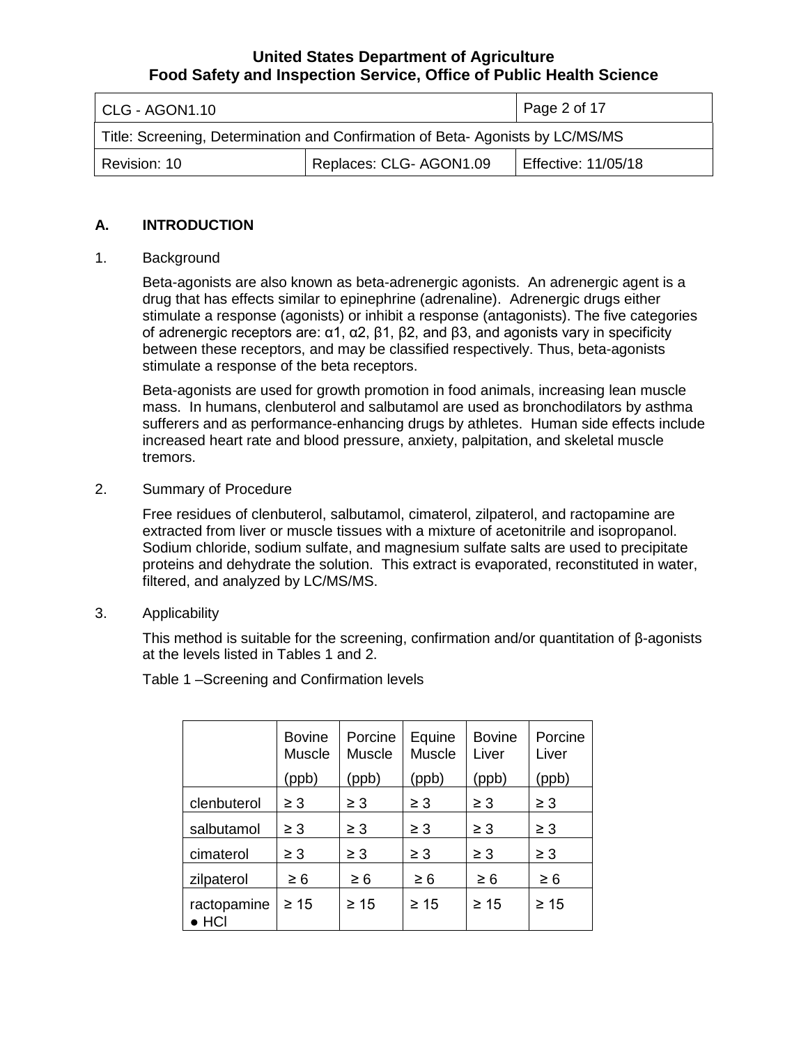## A. INTRODUCTION

1. Background

   Beta-agonists are also known as beta-adrenergic agonists. An adrenergic agent is a drug that has effects similar to epinephrine (adrenaline). Adrenergic drugs either stimulate a response (agonists) or inhibit a response (antagonists). The five categories of adrenergic receptors are: α1, α2, β1, β2, and β3, and agonists vary in specificity between these receptors, and may be classified respectively. Thus, beta-agonists stimulate a response of the beta receptors.

   Beta-agonists are used for growth promotion in food animals, increasing lean muscle mass. In humans, clenbuterol and salbutamol are used as bronchodilators by asthma sufferers and as performance-enhancing drugs by athletes. Human side effects include increased heart rate and blood pressure, anxiety, palpitation, and skeletal muscle tremors.

2. Summary of Procedure

   Free residues of clenbuterol, salbutamol, cimaterol, zilpaterol, and ractopamine are extracted from liver or muscle tissues with a mixture of acetonitrile and isopropanol. Sodium chloride, sodium sulfate, and magnesium sulfate salts are used to precipitate proteins and dehydrate the solution. This extract is evaporated, reconstituted in water, filtered, and analyzed by LC/MS/MS.

3. Applicability

   This method is suitable for the screening, confirmation and/or quantitation of β-agonists at the levels listed in Tables 1 and 2.

   Table 1 –Screening and Confirmation levels

| | Bovine Muscle (ppb) | Porcine Muscle (ppb) | Equine Muscle (ppb) | Bovine Liver (ppb) | Porcine Liver (ppb) |
|---|---|---|---|---|---|
| clenbuterol | ≥ 3 | ≥ 3 | ≥ 3 | ≥ 3 | ≥ 3 |
| salbutamol | ≥ 3 | ≥ 3 | ≥ 3 | ≥ 3 | ≥ 3 |
| cimaterol | ≥ 3 | ≥ 3 | ≥ 3 | ≥ 3 | ≥ 3 |
| zilpaterol | ≥ 6 | ≥ 6 | ≥ 6 | ≥ 6 | ≥ 6 |
| ractopamine ● HCl | ≥ 15 | ≥ 15 | ≥ 15 | ≥ 15 | ≥ 15 |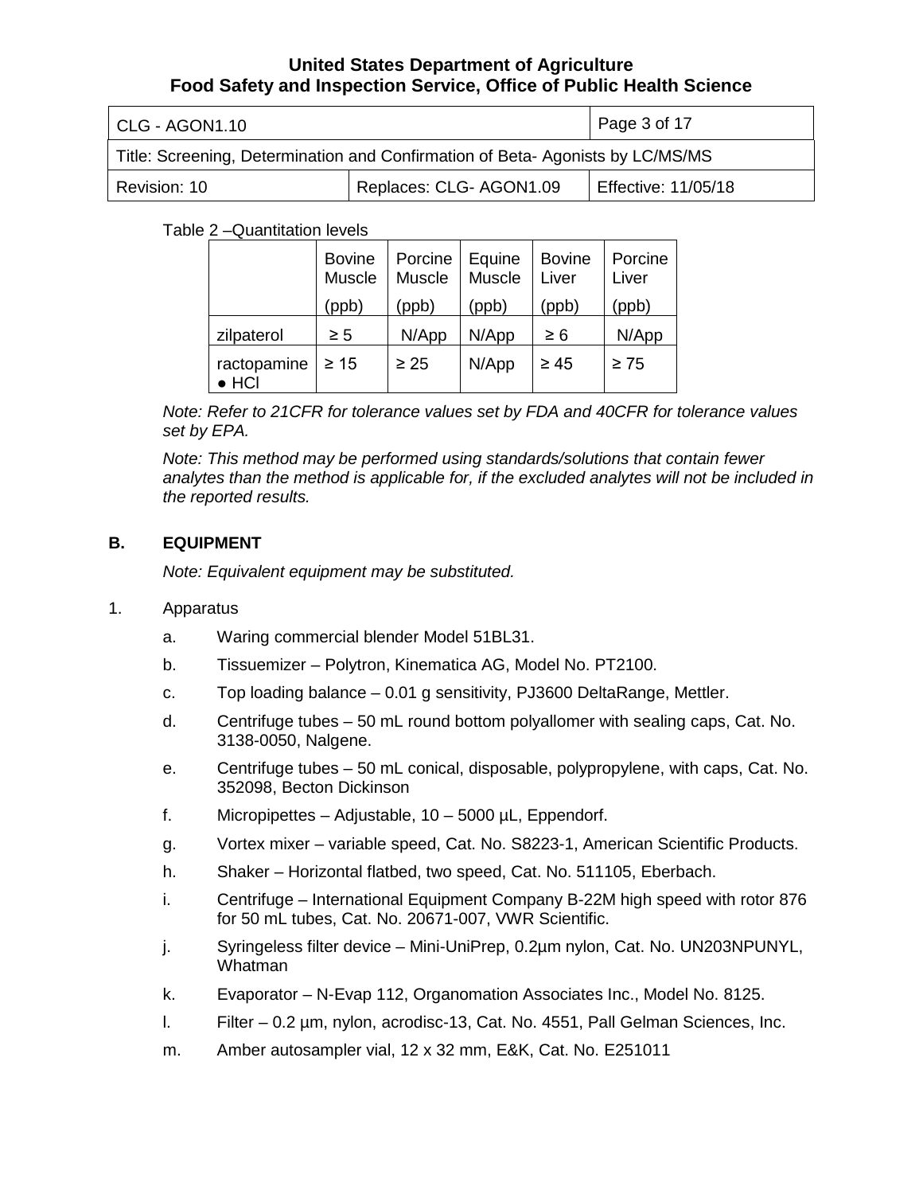Table 2 –Quantitation levels

| | Bovine Muscle (ppb) | Porcine Muscle (ppb) | Equine Muscle (ppb) | Bovine Liver (ppb) | Porcine Liver (ppb) |
|---|---|---|---|---|---|
| zilpaterol | ≥ 5 | N/App | N/App | ≥ 6 | N/App |
| ractopamine ● HCl | ≥ 15 | ≥ 25 | N/App | ≥ 45 | ≥ 75 |

*Note: Refer to 21CFR for tolerance values set by FDA and 40CFR for tolerance values set by EPA.*

*Note: This method may be performed using standards/solutions that contain fewer analytes than the method is applicable for, if the excluded analytes will not be included in the reported results.*

## B. EQUIPMENT

*Note: Equivalent equipment may be substituted.*

1. Apparatus

   a. Waring commercial blender Model 51BL31.

   b. Tissuemizer – Polytron, Kinematica AG, Model No. PT2100.

   c. Top loading balance – 0.01 g sensitivity, PJ3600 DeltaRange, Mettler.

   d. Centrifuge tubes – 50 mL round bottom polyallomer with sealing caps, Cat. No. 3138-0050, Nalgene.

   e. Centrifuge tubes – 50 mL conical, disposable, polypropylene, with caps, Cat. No. 352098, Becton Dickinson

   f. Micropipettes – Adjustable, 10 – 5000 µL, Eppendorf.

   g. Vortex mixer – variable speed, Cat. No. S8223-1, American Scientific Products.

   h. Shaker – Horizontal flatbed, two speed, Cat. No. 511105, Eberbach.

   i. Centrifuge – International Equipment Company B-22M high speed with rotor 876 for 50 mL tubes, Cat. No. 20671-007, VWR Scientific.

   j. Syringeless filter device – Mini-UniPrep, 0.2µm nylon, Cat. No. UN203NPUNYL, Whatman

   k. Evaporator – N-Evap 112, Organomation Associates Inc., Model No. 8125.

   l. Filter – 0.2 µm, nylon, acrodisc-13, Cat. No. 4551, Pall Gelman Sciences, Inc.

   m. Amber autosampler vial, 12 x 32 mm, E&K, Cat. No. E251011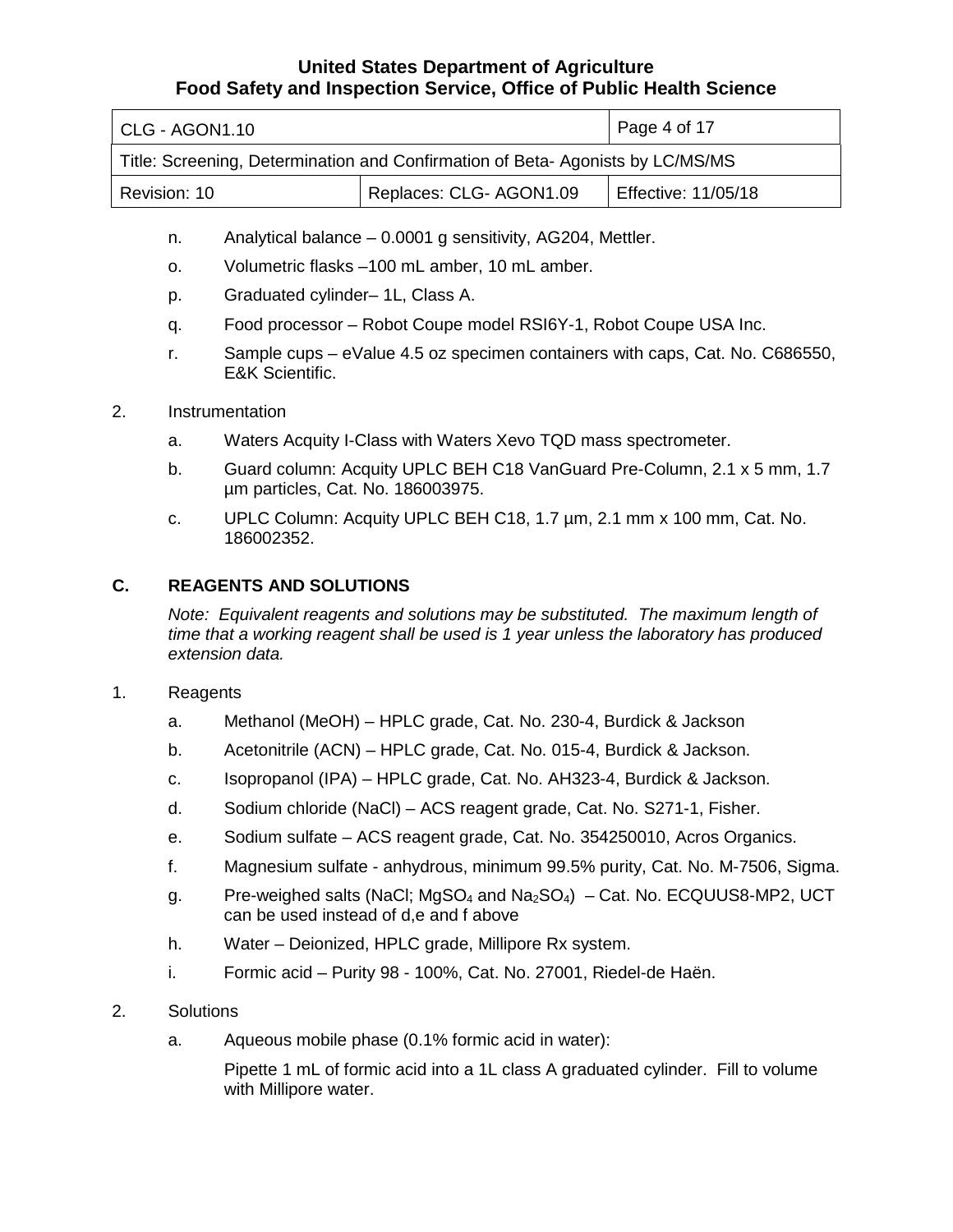n. Analytical balance – 0.0001 g sensitivity, AG204, Mettler.

o. Volumetric flasks –100 mL amber, 10 mL amber.

p. Graduated cylinder– 1L, Class A.

q. Food processor – Robot Coupe model RSI6Y-1, Robot Coupe USA Inc.

r. Sample cups – eValue 4.5 oz specimen containers with caps, Cat. No. C686550, E&K Scientific.

2. Instrumentation

   a. Waters Acquity I-Class with Waters Xevo TQD mass spectrometer.

   b. Guard column: Acquity UPLC BEH C18 VanGuard Pre-Column, 2.1 x 5 mm, 1.7 µm particles, Cat. No. 186003975.

   c. UPLC Column: Acquity UPLC BEH C18, 1.7 µm, 2.1 mm x 100 mm, Cat. No. 186002352.

## C. REAGENTS AND SOLUTIONS

*Note: Equivalent reagents and solutions may be substituted. The maximum length of time that a working reagent shall be used is 1 year unless the laboratory has produced extension data.*

1. Reagents

   a. Methanol (MeOH) – HPLC grade, Cat. No. 230-4, Burdick & Jackson

   b. Acetonitrile (ACN) – HPLC grade, Cat. No. 015-4, Burdick & Jackson.

   c. Isopropanol (IPA) – HPLC grade, Cat. No. AH323-4, Burdick & Jackson.

   d. Sodium chloride (NaCl) – ACS reagent grade, Cat. No. S271-1, Fisher.

   e. Sodium sulfate – ACS reagent grade, Cat. No. 354250010, Acros Organics.

   f. Magnesium sulfate - anhydrous, minimum 99.5% purity, Cat. No. M-7506, Sigma.

   g. Pre-weighed salts (NaCl; $MgSO_4$ and $Na_2SO_4$) – Cat. No. ECQUUS8-MP2, UCT can be used instead of d,e and f above

   h. Water – Deionized, HPLC grade, Millipore Rx system.

   i. Formic acid – Purity 98 - 100%, Cat. No. 27001, Riedel-de Haën.

2. Solutions

   a. Aqueous mobile phase (0.1% formic acid in water):

      Pipette 1 mL of formic acid into a 1L class A graduated cylinder. Fill to volume with Millipore water.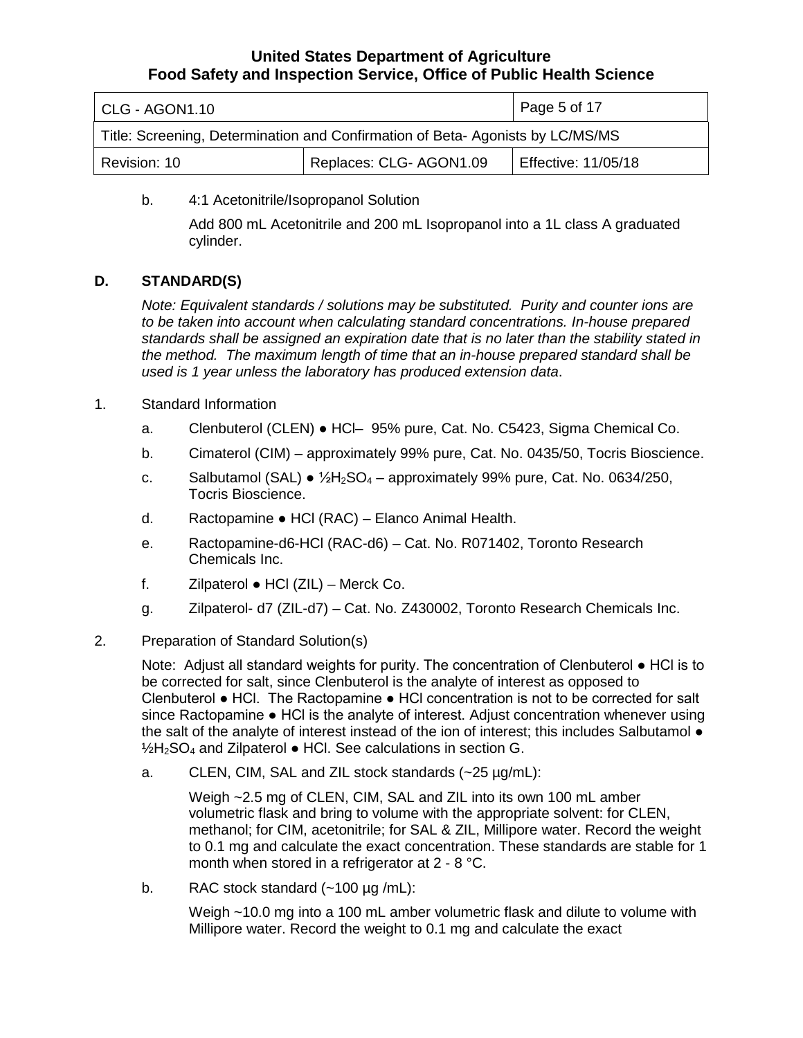b. 4:1 Acetonitrile/Isopropanol Solution

Add 800 mL Acetonitrile and 200 mL Isopropanol into a 1L class A graduated cylinder.

## D. STANDARD(S)

*Note: Equivalent standards / solutions may be substituted. Purity and counter ions are to be taken into account when calculating standard concentrations. In-house prepared standards shall be assigned an expiration date that is no later than the stability stated in the method. The maximum length of time that an in-house prepared standard shall be used is 1 year unless the laboratory has produced extension data*.

1. Standard Information

   a. Clenbuterol (CLEN) ● HCl– 95% pure, Cat. No. C5423, Sigma Chemical Co.

   b. Cimaterol (CIM) – approximately 99% pure, Cat. No. 0435/50, Tocris Bioscience.

   c. Salbutamol (SAL) ● $½H_2SO_4$ – approximately 99% pure, Cat. No. 0634/250, Tocris Bioscience.

   d. Ractopamine ● HCl (RAC) – Elanco Animal Health.

   e. Ractopamine-d6-HCl (RAC-d6) – Cat. No. R071402, Toronto Research Chemicals Inc.

   f. Zilpaterol ● HCl (ZIL) – Merck Co.

   g. Zilpaterol- d7 (ZIL-d7) – Cat. No. Z430002, Toronto Research Chemicals Inc.

2. Preparation of Standard Solution(s)

   Note: Adjust all standard weights for purity. The concentration of Clenbuterol ● HCl is to be corrected for salt, since Clenbuterol is the analyte of interest as opposed to Clenbuterol ● HCl. The Ractopamine ● HCl concentration is not to be corrected for salt since Ractopamine ● HCl is the analyte of interest. Adjust concentration whenever using the salt of the analyte of interest instead of the ion of interest; this includes Salbutamol ● $½H_2SO_4$ and Zilpaterol ● HCl. See calculations in section G.

   a. CLEN, CIM, SAL and ZIL stock standards (~25 µg/mL):

      Weigh ~2.5 mg of CLEN, CIM, SAL and ZIL into its own 100 mL amber volumetric flask and bring to volume with the appropriate solvent: for CLEN, methanol; for CIM, acetonitrile; for SAL & ZIL, Millipore water. Record the weight to 0.1 mg and calculate the exact concentration. These standards are stable for 1 month when stored in a refrigerator at 2 - 8 °C.

   b. RAC stock standard (~100 µg /mL):

      Weigh ~10.0 mg into a 100 mL amber volumetric flask and dilute to volume with Millipore water. Record the weight to 0.1 mg and calculate the exact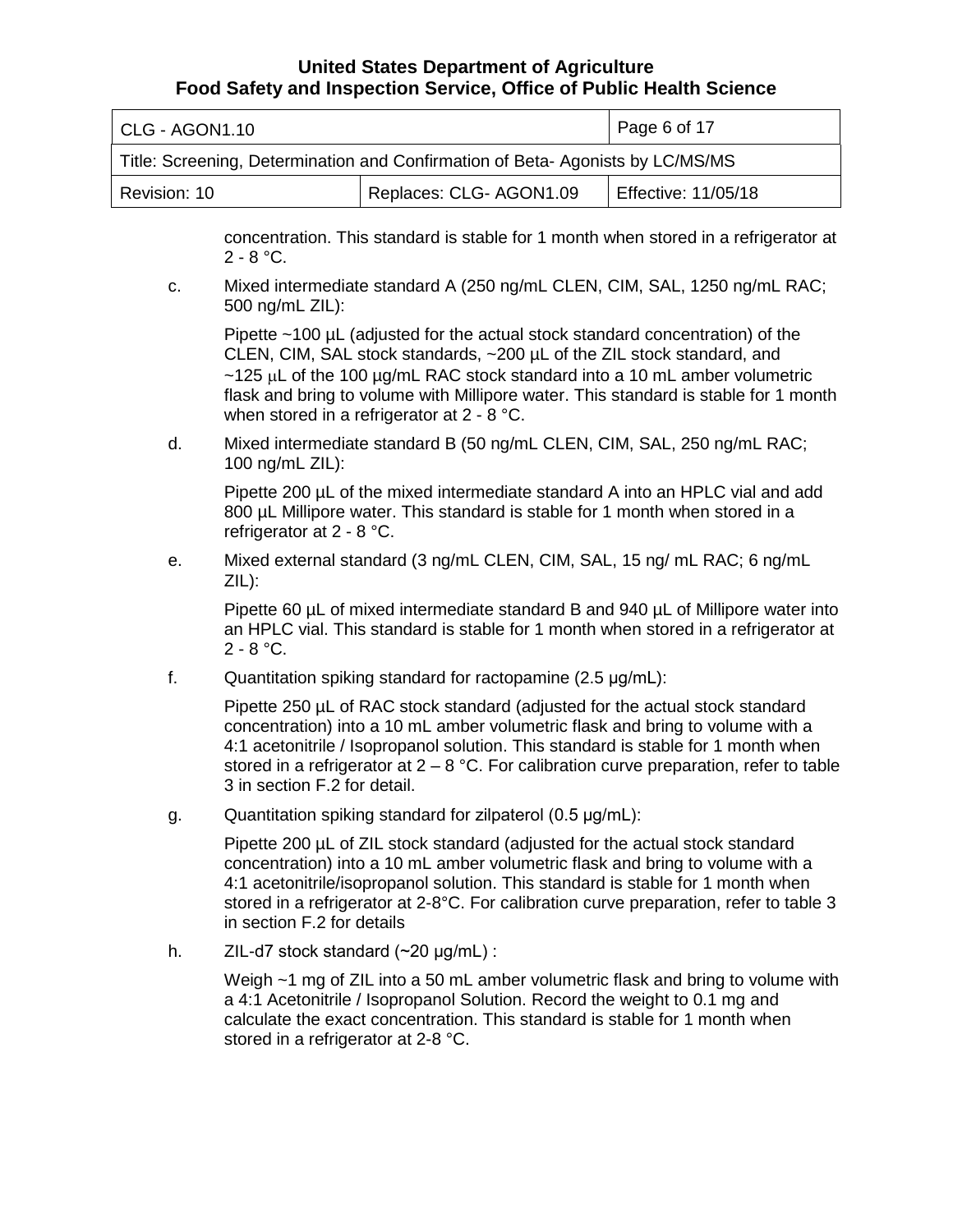concentration. This standard is stable for 1 month when stored in a refrigerator at 2 - 8 °C.

c. Mixed intermediate standard A (250 ng/mL CLEN, CIM, SAL, 1250 ng/mL RAC; 500 ng/mL ZIL):

   Pipette ~100 µL (adjusted for the actual stock standard concentration) of the CLEN, CIM, SAL stock standards, ~200 µL of the ZIL stock standard, and ~125 µL of the 100 µg/mL RAC stock standard into a 10 mL amber volumetric flask and bring to volume with Millipore water. This standard is stable for 1 month when stored in a refrigerator at 2 - 8 °C.

d. Mixed intermediate standard B (50 ng/mL CLEN, CIM, SAL, 250 ng/mL RAC; 100 ng/mL ZIL):

   Pipette 200 µL of the mixed intermediate standard A into an HPLC vial and add 800 µL Millipore water. This standard is stable for 1 month when stored in a refrigerator at 2 - 8 °C.

e. Mixed external standard (3 ng/mL CLEN, CIM, SAL, 15 ng/ mL RAC; 6 ng/mL ZIL):

   Pipette 60 µL of mixed intermediate standard B and 940 µL of Millipore water into an HPLC vial. This standard is stable for 1 month when stored in a refrigerator at 2 - 8 °C.

f. Quantitation spiking standard for ractopamine (2.5 µg/mL):

   Pipette 250 µL of RAC stock standard (adjusted for the actual stock standard concentration) into a 10 mL amber volumetric flask and bring to volume with a 4:1 acetonitrile / Isopropanol solution. This standard is stable for 1 month when stored in a refrigerator at 2 – 8 °C. For calibration curve preparation, refer to table 3 in section F.2 for detail.

g. Quantitation spiking standard for zilpaterol (0.5 µg/mL):

   Pipette 200 µL of ZIL stock standard (adjusted for the actual stock standard concentration) into a 10 mL amber volumetric flask and bring to volume with a 4:1 acetonitrile/isopropanol solution. This standard is stable for 1 month when stored in a refrigerator at 2-8°C. For calibration curve preparation, refer to table 3 in section F.2 for details

h. ZIL-d7 stock standard (~20 µg/mL) :

   Weigh ~1 mg of ZIL into a 50 mL amber volumetric flask and bring to volume with a 4:1 Acetonitrile / Isopropanol Solution. Record the weight to 0.1 mg and calculate the exact concentration. This standard is stable for 1 month when stored in a refrigerator at 2-8 °C.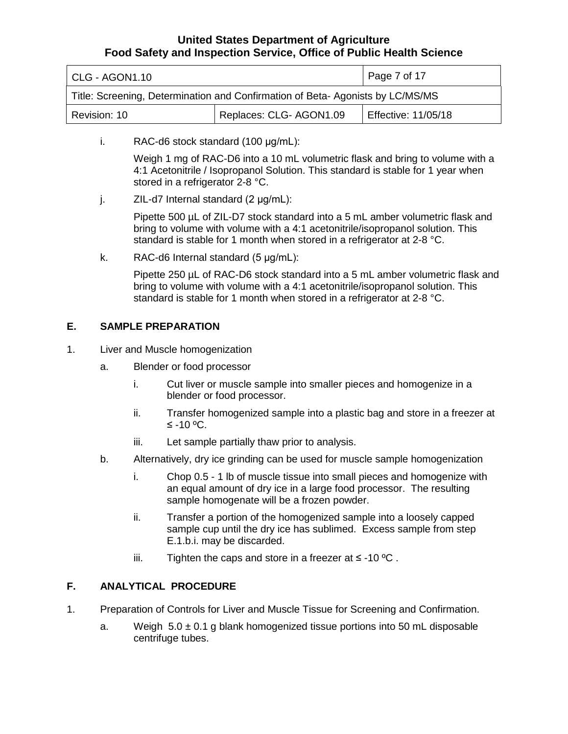i. RAC-d6 stock standard (100 µg/mL):

   Weigh 1 mg of RAC-D6 into a 10 mL volumetric flask and bring to volume with a 4:1 Acetonitrile / Isopropanol Solution. This standard is stable for 1 year when stored in a refrigerator 2-8 °C.

j. ZIL-d7 Internal standard (2 µg/mL):

   Pipette 500 µL of ZIL-D7 stock standard into a 5 mL amber volumetric flask and bring to volume with volume with a 4:1 acetonitrile/isopropanol solution. This standard is stable for 1 month when stored in a refrigerator at 2-8 °C.

k. RAC-d6 Internal standard (5 µg/mL):

   Pipette 250 µL of RAC-D6 stock standard into a 5 mL amber volumetric flask and bring to volume with volume with a 4:1 acetonitrile/isopropanol solution. This standard is stable for 1 month when stored in a refrigerator at 2-8 °C.

## E. SAMPLE PREPARATION

1. Liver and Muscle homogenization

   a. Blender or food processor

      i. Cut liver or muscle sample into smaller pieces and homogenize in a blender or food processor.

      ii. Transfer homogenized sample into a plastic bag and store in a freezer at ≤ -10 ºC.

      iii. Let sample partially thaw prior to analysis.

   b. Alternatively, dry ice grinding can be used for muscle sample homogenization

      i. Chop 0.5 - 1 lb of muscle tissue into small pieces and homogenize with an equal amount of dry ice in a large food processor. The resulting sample homogenate will be a frozen powder.

      ii. Transfer a portion of the homogenized sample into a loosely capped sample cup until the dry ice has sublimed. Excess sample from step E.1.b.i. may be discarded.

      iii. Tighten the caps and store in a freezer at ≤ -10 ºC .

## F. ANALYTICAL PROCEDURE

1. Preparation of Controls for Liver and Muscle Tissue for Screening and Confirmation.

   a. Weigh 5.0 ± 0.1 g blank homogenized tissue portions into 50 mL disposable centrifuge tubes.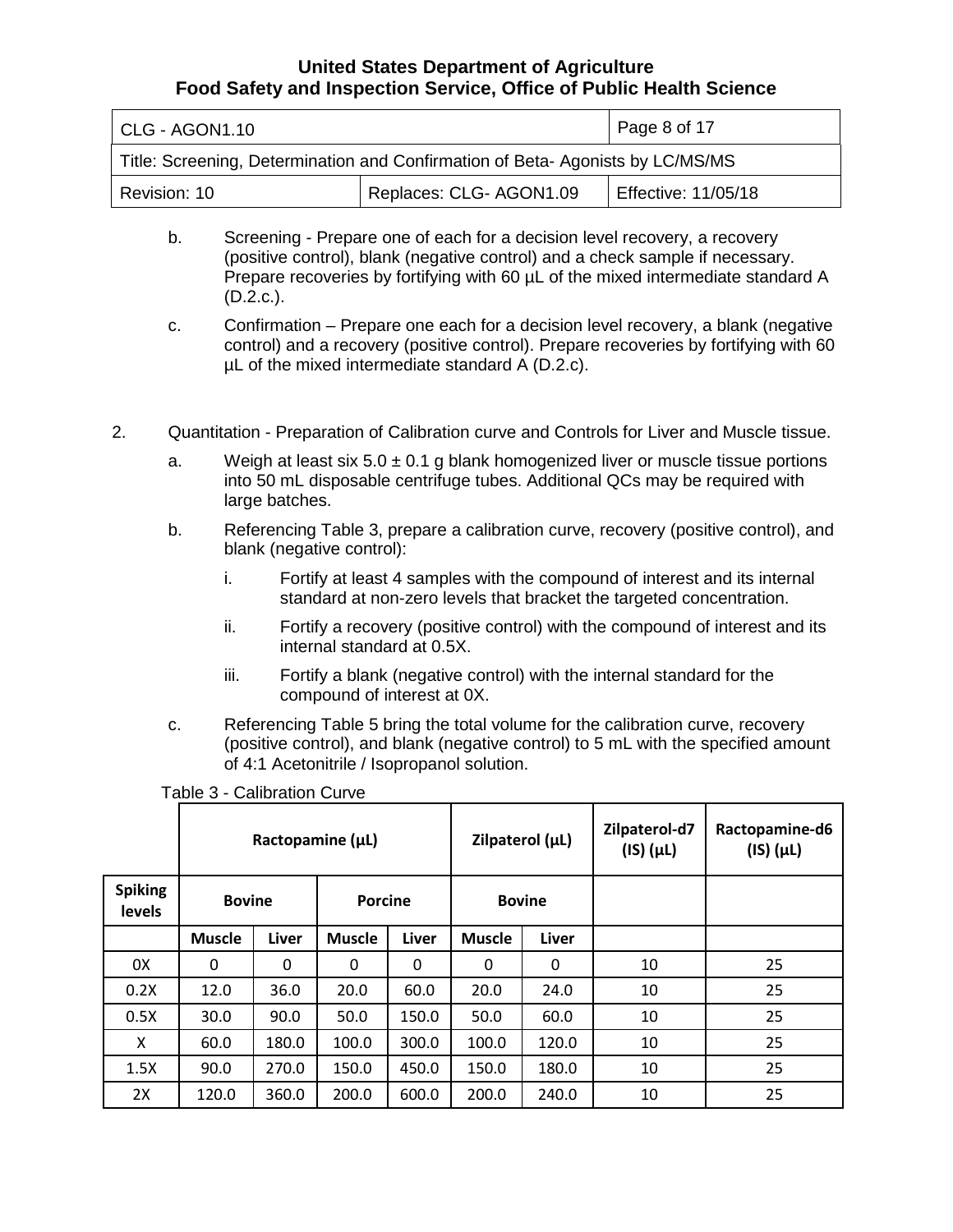b. Screening - Prepare one of each for a decision level recovery, a recovery (positive control), blank (negative control) and a check sample if necessary. Prepare recoveries by fortifying with 60 µL of the mixed intermediate standard A (D.2.c.).

c. Confirmation – Prepare one each for a decision level recovery, a blank (negative control) and a recovery (positive control). Prepare recoveries by fortifying with 60 µL of the mixed intermediate standard A (D.2.c).

2. Quantitation - Preparation of Calibration curve and Controls for Liver and Muscle tissue.

   a. Weigh at least six 5.0 ± 0.1 g blank homogenized liver or muscle tissue portions into 50 mL disposable centrifuge tubes. Additional QCs may be required with large batches.

   b. Referencing Table 3, prepare a calibration curve, recovery (positive control), and blank (negative control):

      i. Fortify at least 4 samples with the compound of interest and its internal standard at non-zero levels that bracket the targeted concentration.

      ii. Fortify a recovery (positive control) with the compound of interest and its internal standard at 0.5X.

      iii. Fortify a blank (negative control) with the internal standard for the compound of interest at 0X.

   c. Referencing Table 5 bring the total volume for the calibration curve, recovery (positive control), and blank (negative control) to 5 mL with the specified amount of 4:1 Acetonitrile / Isopropanol solution.

Table 3 - Calibration Curve

| | Ractopamine (µL) | | | | Zilpaterol (µL) | | Zilpaterol-d7 (IS) (µL) | Ractopamine-d6 (IS) (µL) |
|---|---|---|---|---|---|---|---|---|
| **Spiking levels** | **Bovine** | | **Porcine** | | **Bovine** | | | |
| | **Muscle** | **Liver** | **Muscle** | **Liver** | **Muscle** | **Liver** | | |
| 0X | 0 | 0 | 0 | 0 | 0 | 0 | 10 | 25 |
| 0.2X | 12.0 | 36.0 | 20.0 | 60.0 | 20.0 | 24.0 | 10 | 25 |
| 0.5X | 30.0 | 90.0 | 50.0 | 150.0 | 50.0 | 60.0 | 10 | 25 |
| X | 60.0 | 180.0 | 100.0 | 300.0 | 100.0 | 120.0 | 10 | 25 |
| 1.5X | 90.0 | 270.0 | 150.0 | 450.0 | 150.0 | 180.0 | 10 | 25 |
| 2X | 120.0 | 360.0 | 200.0 | 600.0 | 200.0 | 240.0 | 10 | 25 |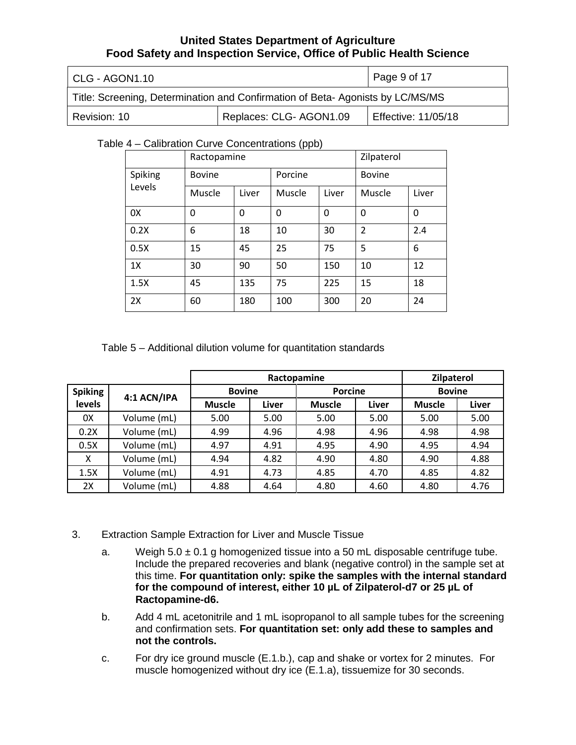Table 4 – Calibration Curve Concentrations (ppb)

| | Ractopamine | | | | Zilpaterol | |
|---|---|---|---|---|---|---|
| Spiking Levels | Bovine | | Porcine | | Bovine | |
| | Muscle | Liver | Muscle | Liver | Muscle | Liver |
| 0X | 0 | 0 | 0 | 0 | 0 | 0 |
| 0.2X | 6 | 18 | 10 | 30 | 2 | 2.4 |
| 0.5X | 15 | 45 | 25 | 75 | 5 | 6 |
| 1X | 30 | 90 | 50 | 150 | 10 | 12 |
| 1.5X | 45 | 135 | 75 | 225 | 15 | 18 |
| 2X | 60 | 180 | 100 | 300 | 20 | 24 |

Table 5 – Additional dilution volume for quantitation standards

| | | **Ractopamine** | | | | **Zilpaterol** | |
|---|---|---|---|---|---|---|---|
| **Spiking levels** | **4:1 ACN/IPA** | **Bovine** | | **Porcine** | | **Bovine** | |
| | | **Muscle** | **Liver** | **Muscle** | **Liver** | **Muscle** | **Liver** |
| 0X | Volume (mL) | 5.00 | 5.00 | 5.00 | 5.00 | 5.00 | 5.00 |
| 0.2X | Volume (mL) | 4.99 | 4.96 | 4.98 | 4.96 | 4.98 | 4.98 |
| 0.5X | Volume (mL) | 4.97 | 4.91 | 4.95 | 4.90 | 4.95 | 4.94 |
| X | Volume (mL) | 4.94 | 4.82 | 4.90 | 4.80 | 4.90 | 4.88 |
| 1.5X | Volume (mL) | 4.91 | 4.73 | 4.85 | 4.70 | 4.85 | 4.82 |
| 2X | Volume (mL) | 4.88 | 4.64 | 4.80 | 4.60 | 4.80 | 4.76 |

3. Extraction Sample Extraction for Liver and Muscle Tissue

   a. Weigh 5.0 ± 0.1 g homogenized tissue into a 50 mL disposable centrifuge tube. Include the prepared recoveries and blank (negative control) in the sample set at this time. **For quantitation only: spike the samples with the internal standard for the compound of interest, either 10 µL of Zilpaterol-d7 or 25 µL of Ractopamine-d6.**

   b. Add 4 mL acetonitrile and 1 mL isopropanol to all sample tubes for the screening and confirmation sets. **For quantitation set: only add these to samples and not the controls.**

   c. For dry ice ground muscle (E.1.b.), cap and shake or vortex for 2 minutes. For muscle homogenized without dry ice (E.1.a), tissuemize for 30 seconds.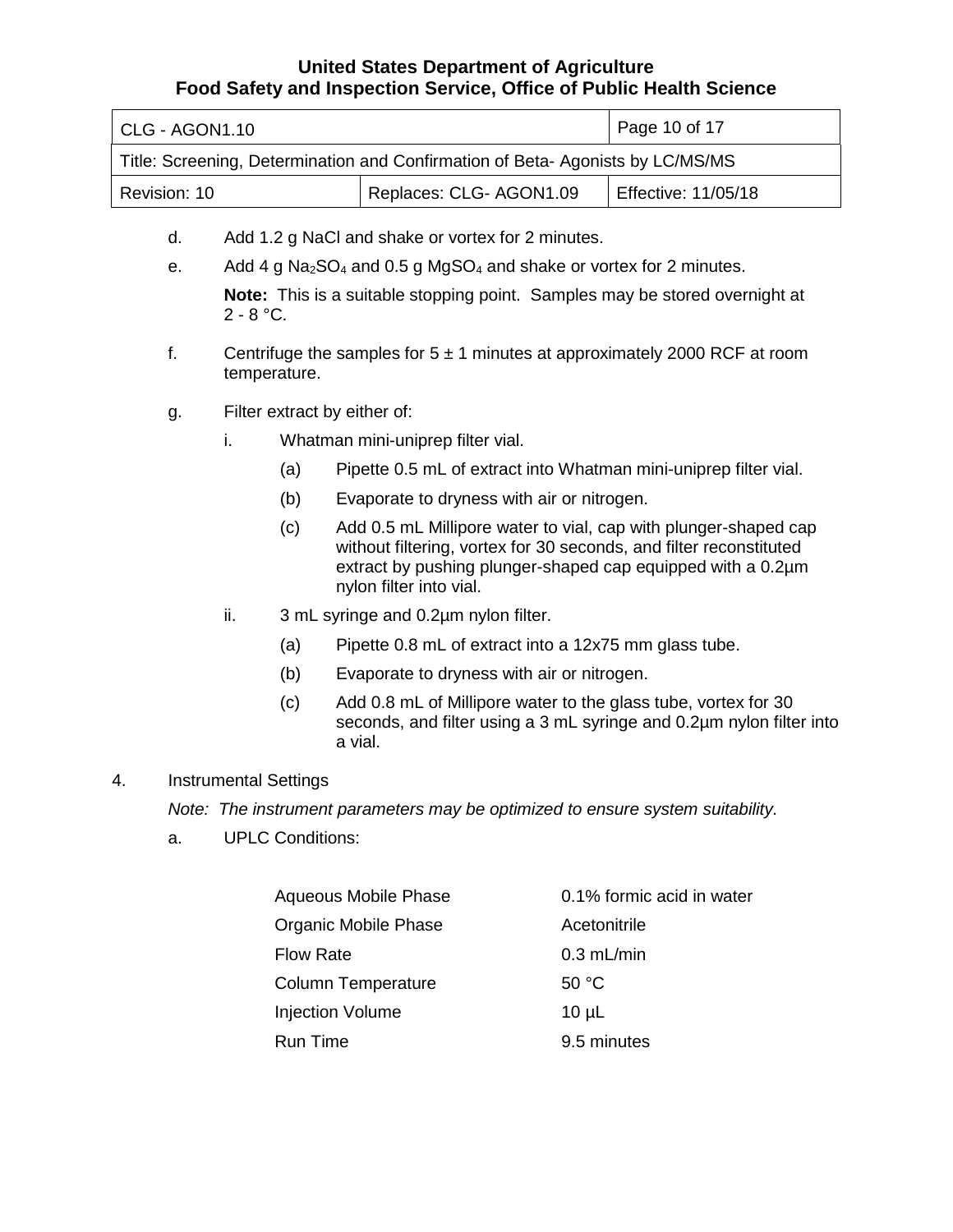d. Add 1.2 g NaCl and shake or vortex for 2 minutes.

e. Add 4 g $Na_2SO_4$ and 0.5 g $MgSO_4$ and shake or vortex for 2 minutes.

   **Note:** This is a suitable stopping point. Samples may be stored overnight at 2 - 8 °C.

f. Centrifuge the samples for 5 ± 1 minutes at approximately 2000 RCF at room temperature.

g. Filter extract by either of:

   i. Whatman mini-uniprep filter vial.

      (a) Pipette 0.5 mL of extract into Whatman mini-uniprep filter vial.

      (b) Evaporate to dryness with air or nitrogen.

      (c) Add 0.5 mL Millipore water to vial, cap with plunger-shaped cap without filtering, vortex for 30 seconds, and filter reconstituted extract by pushing plunger-shaped cap equipped with a 0.2µm nylon filter into vial.

   ii. 3 mL syringe and 0.2µm nylon filter.

      (a) Pipette 0.8 mL of extract into a 12x75 mm glass tube.

      (b) Evaporate to dryness with air or nitrogen.

      (c) Add 0.8 mL of Millipore water to the glass tube, vortex for 30 seconds, and filter using a 3 mL syringe and 0.2µm nylon filter into a vial.

4. Instrumental Settings

   *Note: The instrument parameters may be optimized to ensure system suitability.*

   a. UPLC Conditions:

| | |
|---|---|
| Aqueous Mobile Phase | 0.1% formic acid in water |
| Organic Mobile Phase | Acetonitrile |
| Flow Rate | 0.3 mL/min |
| Column Temperature | 50 °C |
| Injection Volume | 10 µL |
| Run Time | 9.5 minutes |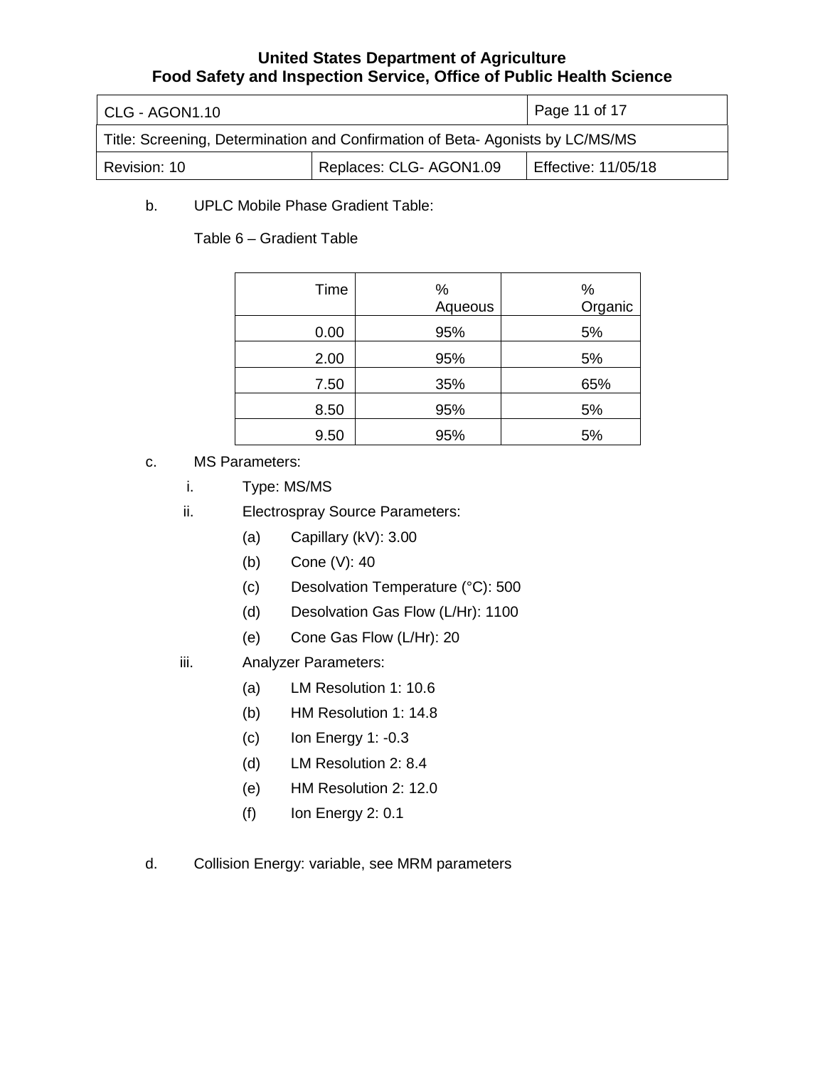b. UPLC Mobile Phase Gradient Table:

Table 6 – Gradient Table

| Time | % Aqueous | % Organic |
|---|---|---|
| 0.00 | 95% | 5% |
| 2.00 | 95% | 5% |
| 7.50 | 35% | 65% |
| 8.50 | 95% | 5% |
| 9.50 | 95% | 5% |

c. MS Parameters:

i. Type: MS/MS

ii. Electrospray Source Parameters:

(a) Capillary (kV): 3.00

(b) Cone (V): 40

(c) Desolvation Temperature (°C): 500

(d) Desolvation Gas Flow (L/Hr): 1100

(e) Cone Gas Flow (L/Hr): 20

iii. Analyzer Parameters:

(a) LM Resolution 1: 10.6

(b) HM Resolution 1: 14.8

(c) Ion Energy 1: -0.3

(d) LM Resolution 2: 8.4

(e) HM Resolution 2: 12.0

(f) Ion Energy 2: 0.1

d. Collision Energy: variable, see MRM parameters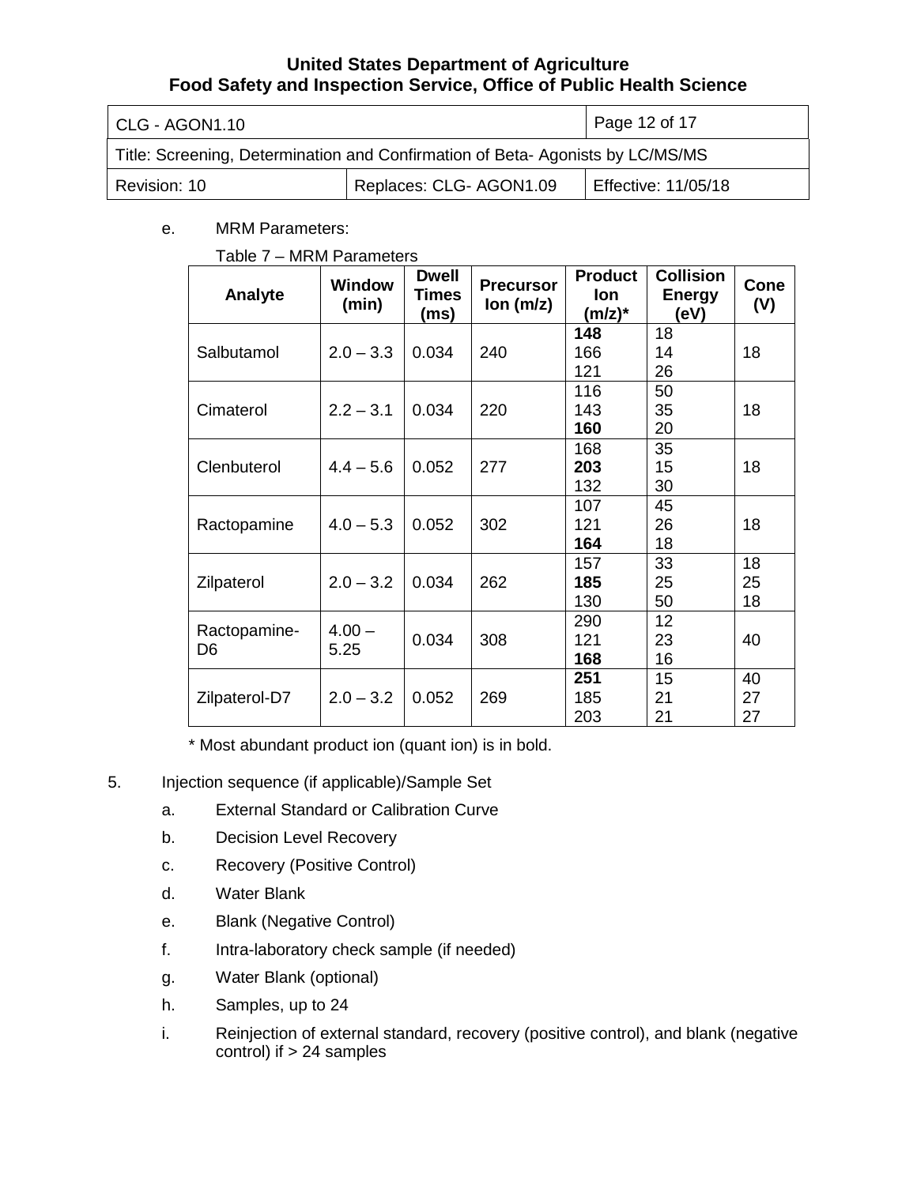e. MRM Parameters:

Table 7 – MRM Parameters

| Analyte | Window (min) | Dwell Times (ms) | Precursor Ion (m/z) | Product Ion (m/z)* | Collision Energy (eV) | Cone (V) |
|---|---|---|---|---|---|---|
| Salbutamol | 2.0 – 3.3 | 0.034 | 240 | **148**<br>166<br>121 | 18<br>14<br>26 | 18 |
| Cimaterol | 2.2 – 3.1 | 0.034 | 220 | 116<br>143<br>**160** | 50<br>35<br>20 | 18 |
| Clenbuterol | 4.4 – 5.6 | 0.052 | 277 | 168<br>**203**<br>132 | 35<br>15<br>30 | 18 |
| Ractopamine | 4.0 – 5.3 | 0.052 | 302 | 107<br>121<br>**164** | 45<br>26<br>18 | 18 |
| Zilpaterol | 2.0 – 3.2 | 0.034 | 262 | 157<br>**185**<br>130 | 33<br>25<br>50 | 18<br>25<br>18 |
| Ractopamine-D6 | 4.00 – 5.25 | 0.034 | 308 | 290<br>121<br>**168** | 12<br>23<br>16 | 40 |
| Zilpaterol-D7 | 2.0 – 3.2 | 0.052 | 269 | **251**<br>185<br>203 | 15<br>21<br>21 | 40<br>27<br>27 |

\* Most abundant product ion (quant ion) is in bold.

5. Injection sequence (if applicable)/Sample Set

   a. External Standard or Calibration Curve

   b. Decision Level Recovery

   c. Recovery (Positive Control)

   d. Water Blank

   e. Blank (Negative Control)

   f. Intra-laboratory check sample (if needed)

   g. Water Blank (optional)

   h. Samples, up to 24

   i. Reinjection of external standard, recovery (positive control), and blank (negative control) if > 24 samples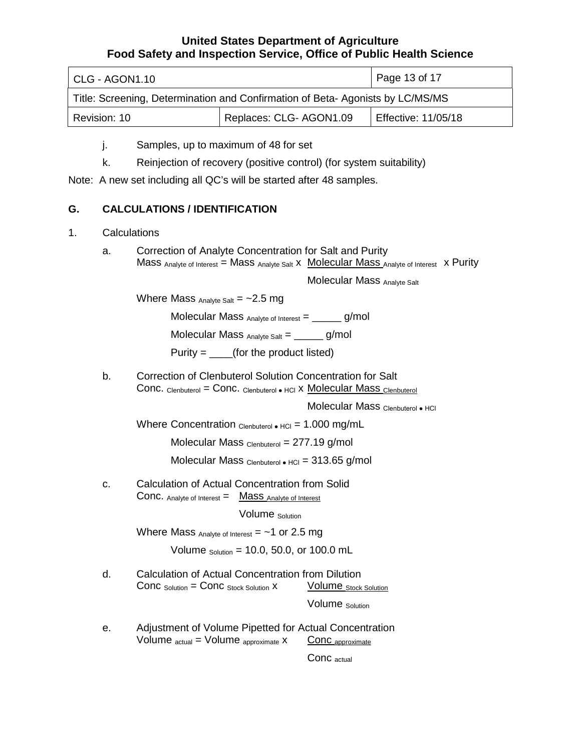j. Samples, up to maximum of 48 for set

k. Reinjection of recovery (positive control) (for system suitability)

Note: A new set including all QC's will be started after 48 samples.

## G. CALCULATIONS / IDENTIFICATION

1. Calculations

a. Correction of Analyte Concentration for Salt and Purity

$$\text{Mass}_{\text{Analyte of Interest}} = \text{Mass}_{\text{Analyte Salt}} \times \frac{\text{Molecular Mass}_{\text{Analyte of Interest}}}{\text{Molecular Mass}_{\text{Analyte Salt}}} \times \text{Purity}$$

Where $\text{Mass}_{\text{Analyte Salt}}$ = ~2.5 mg

$\text{Molecular Mass}_{\text{Analyte of Interest}}$ = _____ g/mol

$\text{Molecular Mass}_{\text{Analyte Salt}}$ = _____ g/mol

Purity = ____(for the product listed)

b. Correction of Clenbuterol Solution Concentration for Salt

$$\text{Conc.}_{\text{Clenbuterol}} = \text{Conc.}_{\text{Clenbuterol} \bullet \text{HCl}} \times \frac{\text{Molecular Mass}_{\text{Clenbuterol}}}{\text{Molecular Mass}_{\text{Clenbuterol} \bullet \text{HCl}}}$$

Where $\text{Concentration}_{\text{Clenbuterol} \bullet \text{HCl}}$ = 1.000 mg/mL

$\text{Molecular Mass}_{\text{Clenbuterol}}$ = 277.19 g/mol

$\text{Molecular Mass}_{\text{Clenbuterol} \bullet \text{HCl}}$ = 313.65 g/mol

c. Calculation of Actual Concentration from Solid

$$\text{Conc.}_{\text{Analyte of Interest}} = \frac{\text{Mass}_{\text{Analyte of Interest}}}{\text{Volume}_{\text{Solution}}}$$

Where $\text{Mass}_{\text{Analyte of Interest}}$ = ~1 or 2.5 mg

$\text{Volume}_{\text{Solution}}$ = 10.0, 50.0, or 100.0 mL

d. Calculation of Actual Concentration from Dilution

$$\text{Conc}_{\text{Solution}} = \text{Conc}_{\text{Stock Solution}} \times \frac{\text{Volume}_{\text{Stock Solution}}}{\text{Volume}_{\text{Solution}}}$$

e. Adjustment of Volume Pipetted for Actual Concentration

$$\text{Volume}_{\text{actual}} = \text{Volume}_{\text{approximate}} \times \frac{\text{Conc}_{\text{approximate}}}{\text{Conc}_{\text{actual}}}$$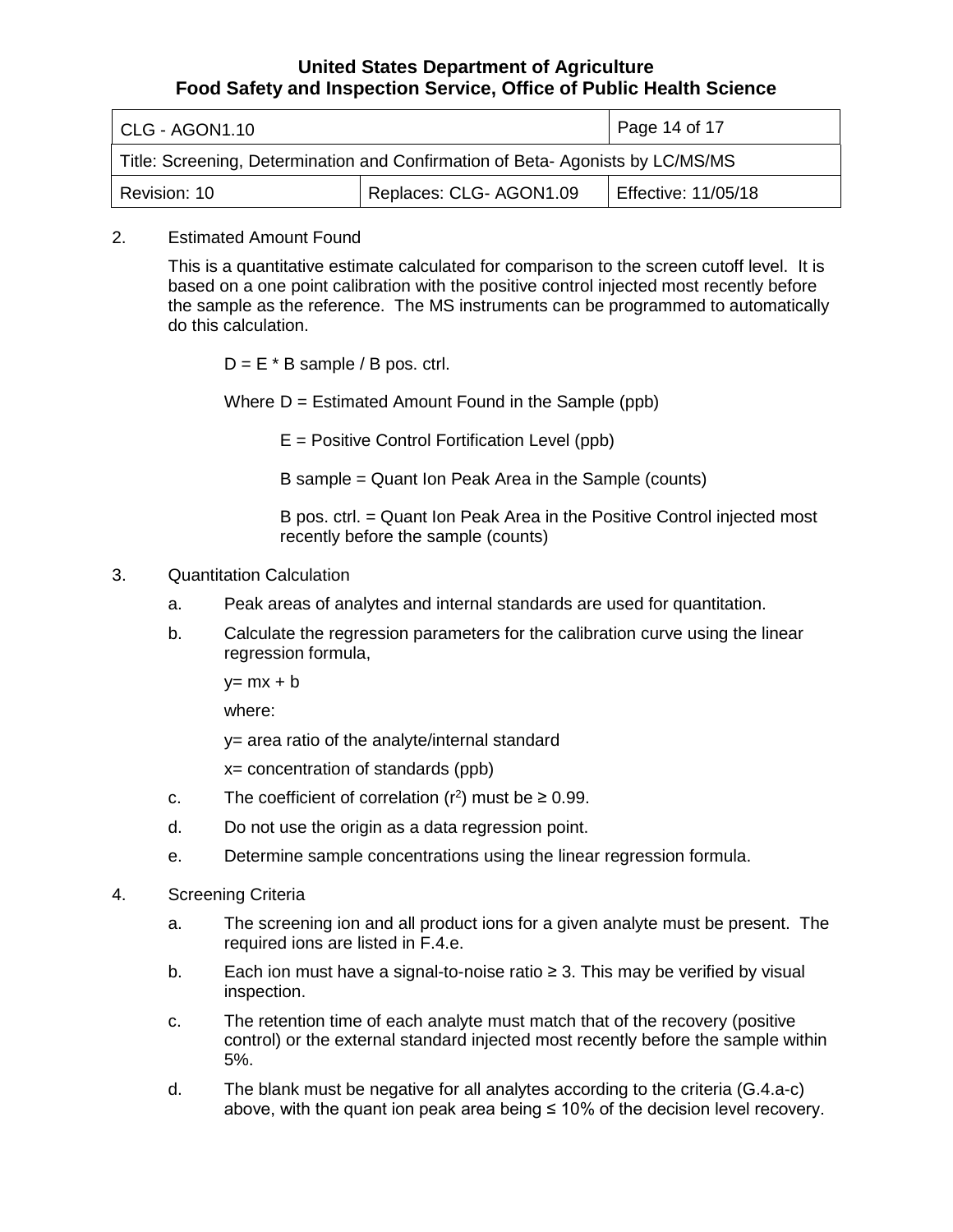2. Estimated Amount Found

   This is a quantitative estimate calculated for comparison to the screen cutoff level. It is based on a one point calibration with the positive control injected most recently before the sample as the reference. The MS instruments can be programmed to automatically do this calculation.

   $$D = E * B_{sample} / B_{pos. ctrl.}$$

   Where D = Estimated Amount Found in the Sample (ppb)

   E = Positive Control Fortification Level (ppb)

   B sample = Quant Ion Peak Area in the Sample (counts)

   B pos. ctrl. = Quant Ion Peak Area in the Positive Control injected most recently before the sample (counts)

3. Quantitation Calculation

   a. Peak areas of analytes and internal standards are used for quantitation.

   b. Calculate the regression parameters for the calibration curve using the linear regression formula,

      $y = mx + b$

      where:

      y= area ratio of the analyte/internal standard

      x= concentration of standards (ppb)

   c. The coefficient of correlation ($r^2$) must be ≥ 0.99.

   d. Do not use the origin as a data regression point.

   e. Determine sample concentrations using the linear regression formula.

4. Screening Criteria

   a. The screening ion and all product ions for a given analyte must be present. The required ions are listed in F.4.e.

   b. Each ion must have a signal-to-noise ratio ≥ 3. This may be verified by visual inspection.

   c. The retention time of each analyte must match that of the recovery (positive control) or the external standard injected most recently before the sample within 5%.

   d. The blank must be negative for all analytes according to the criteria (G.4.a-c) above, with the quant ion peak area being ≤ 10% of the decision level recovery.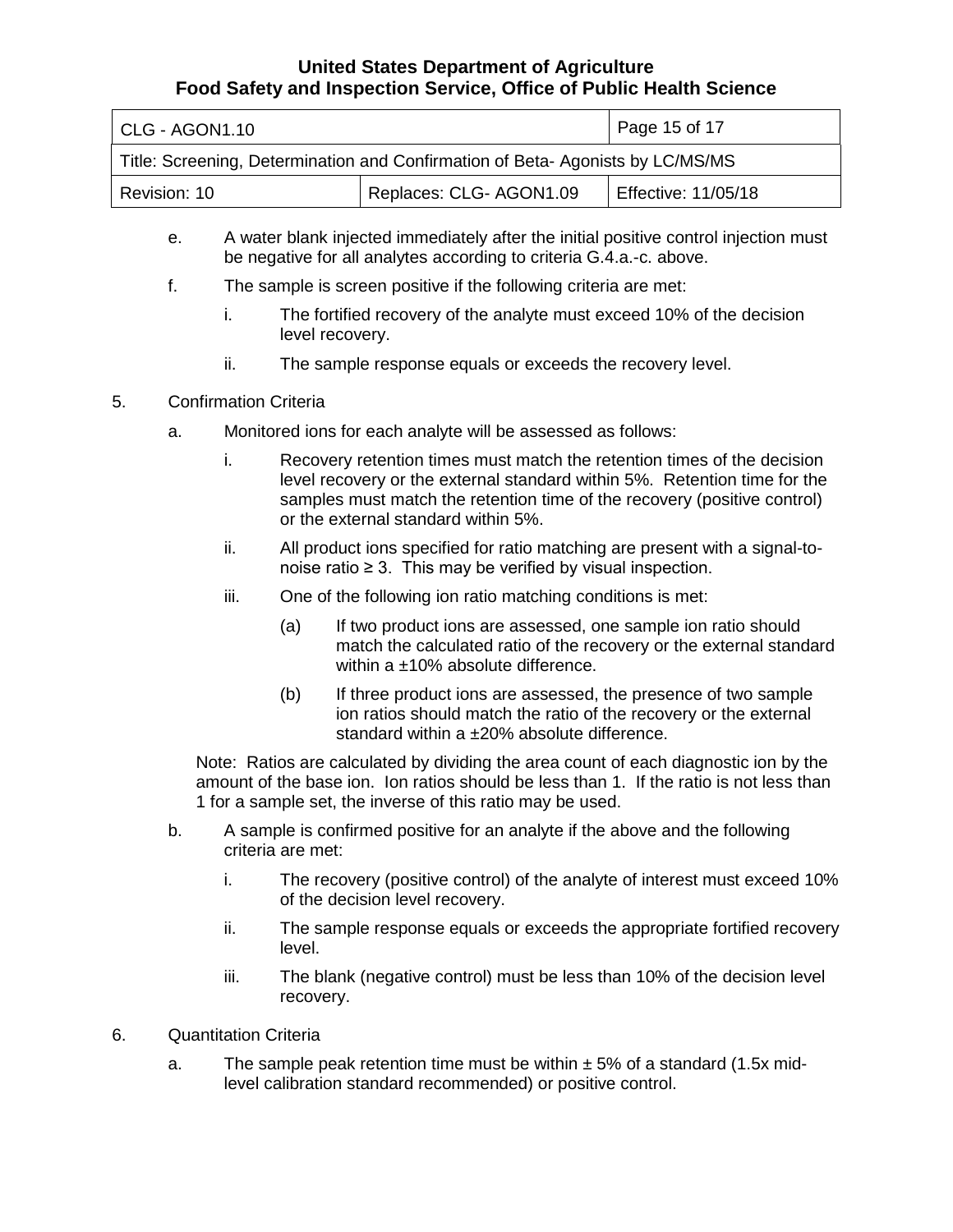e. A water blank injected immediately after the initial positive control injection must be negative for all analytes according to criteria G.4.a.-c. above.

f. The sample is screen positive if the following criteria are met:

   i. The fortified recovery of the analyte must exceed 10% of the decision level recovery.

   ii. The sample response equals or exceeds the recovery level.

5. Confirmation Criteria

   a. Monitored ions for each analyte will be assessed as follows:

      i. Recovery retention times must match the retention times of the decision level recovery or the external standard within 5%. Retention time for the samples must match the retention time of the recovery (positive control) or the external standard within 5%.

      ii. All product ions specified for ratio matching are present with a signal-to-noise ratio ≥ 3. This may be verified by visual inspection.

      iii. One of the following ion ratio matching conditions is met:

         (a) If two product ions are assessed, one sample ion ratio should match the calculated ratio of the recovery or the external standard within a ±10% absolute difference.

         (b) If three product ions are assessed, the presence of two sample ion ratios should match the ratio of the recovery or the external standard within a ±20% absolute difference.

   Note: Ratios are calculated by dividing the area count of each diagnostic ion by the amount of the base ion. Ion ratios should be less than 1. If the ratio is not less than 1 for a sample set, the inverse of this ratio may be used.

   b. A sample is confirmed positive for an analyte if the above and the following criteria are met:

      i. The recovery (positive control) of the analyte of interest must exceed 10% of the decision level recovery.

      ii. The sample response equals or exceeds the appropriate fortified recovery level.

      iii. The blank (negative control) must be less than 10% of the decision level recovery.

6. Quantitation Criteria

   a. The sample peak retention time must be within ± 5% of a standard (1.5x mid-level calibration standard recommended) or positive control.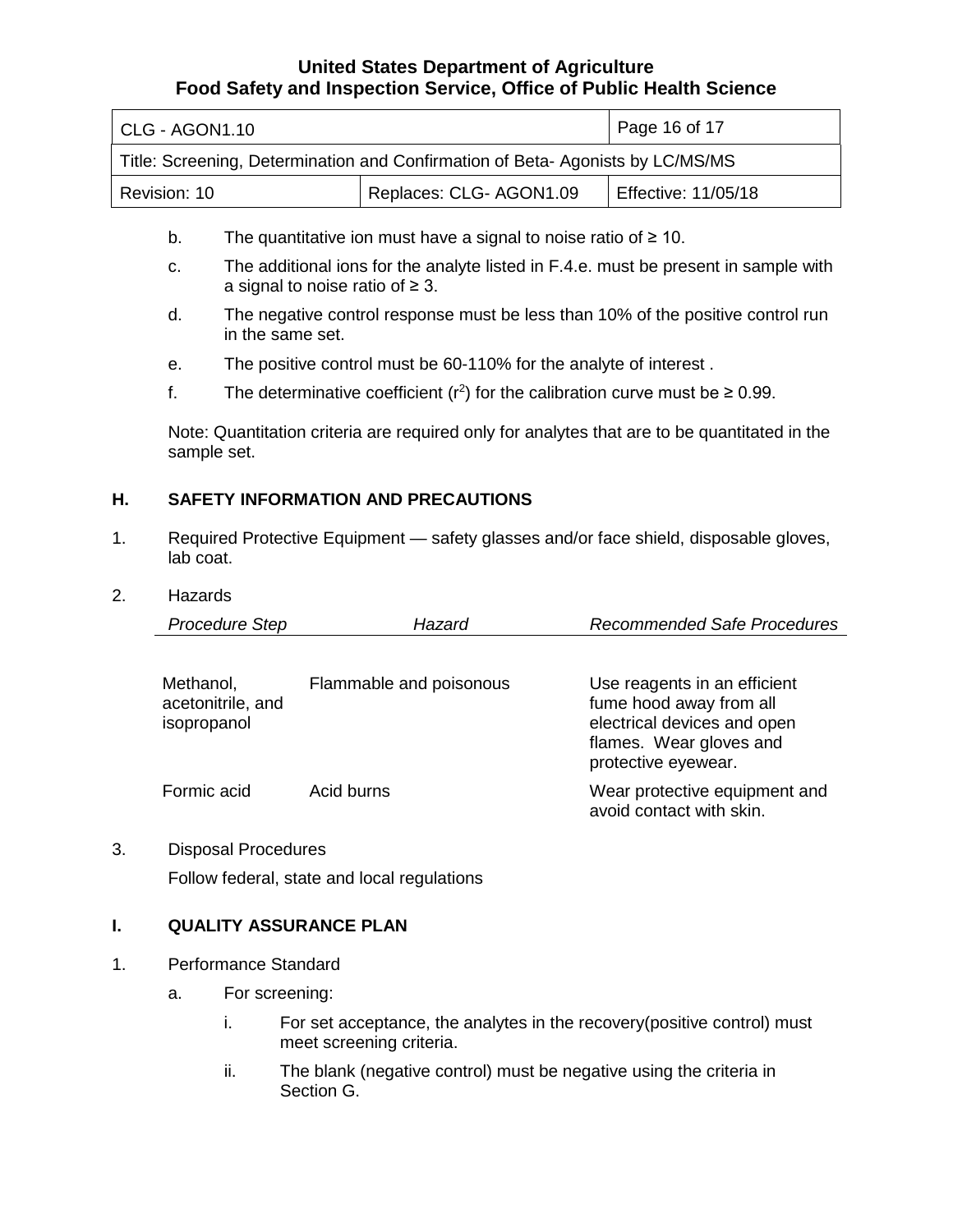b. The quantitative ion must have a signal to noise ratio of ≥ 10.

c. The additional ions for the analyte listed in F.4.e. must be present in sample with a signal to noise ratio of ≥ 3.

d. The negative control response must be less than 10% of the positive control run in the same set.

e. The positive control must be 60-110% for the analyte of interest .

f. The determinative coefficient ($r^2$) for the calibration curve must be ≥ 0.99.

Note: Quantitation criteria are required only for analytes that are to be quantitated in the sample set.

## H. SAFETY INFORMATION AND PRECAUTIONS

1. Required Protective Equipment — safety glasses and/or face shield, disposable gloves, lab coat.

2. Hazards

| *Procedure Step* | *Hazard* | *Recommended Safe Procedures* |
|---|---|---|
| Methanol, acetonitrile, and isopropanol | Flammable and poisonous | Use reagents in an efficient fume hood away from all electrical devices and open flames. Wear gloves and protective eyewear. |
| Formic acid | Acid burns | Wear protective equipment and avoid contact with skin. |

3. Disposal Procedures

   Follow federal, state and local regulations

## I. QUALITY ASSURANCE PLAN

1. Performance Standard

   a. For screening:

      i. For set acceptance, the analytes in the recovery(positive control) must meet screening criteria.

      ii. The blank (negative control) must be negative using the criteria in Section G.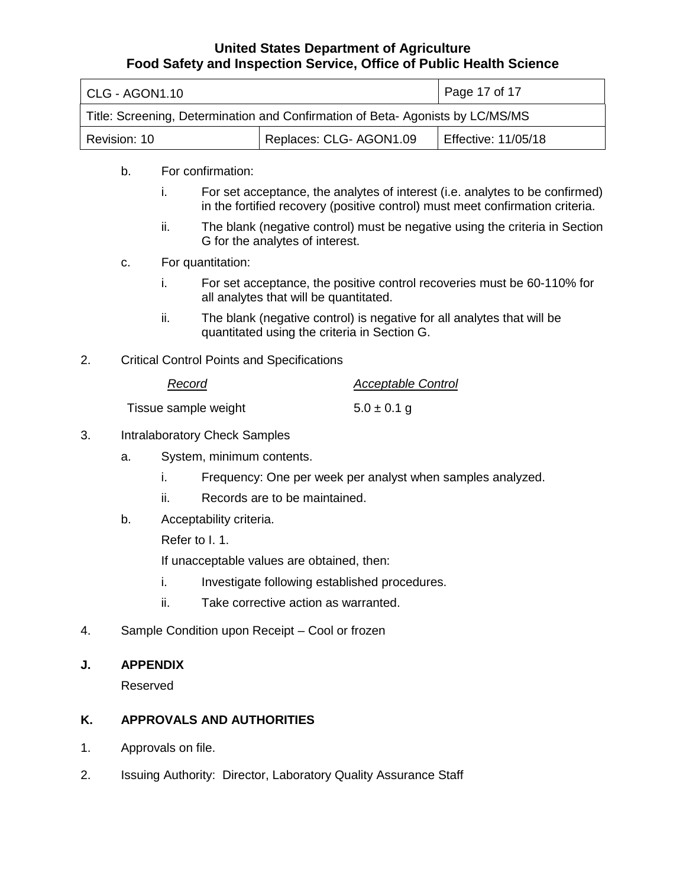b. For confirmation:

   i. For set acceptance, the analytes of interest (i.e. analytes to be confirmed) in the fortified recovery (positive control) must meet confirmation criteria.

   ii. The blank (negative control) must be negative using the criteria in Section G for the analytes of interest.

c. For quantitation:

   i. For set acceptance, the positive control recoveries must be 60-110% for all analytes that will be quantitated.

   ii. The blank (negative control) is negative for all analytes that will be quantitated using the criteria in Section G.

2. Critical Control Points and Specifications

| *Record* | *Acceptable Control* |
|---|---|
| Tissue sample weight | 5.0 ± 0.1 g |

3. Intralaboratory Check Samples

   a. System, minimum contents.

      i. Frequency: One per week per analyst when samples analyzed.

      ii. Records are to be maintained.

   b. Acceptability criteria.

      Refer to I. 1.

      If unacceptable values are obtained, then:

      i. Investigate following established procedures.

      ii. Take corrective action as warranted.

4. Sample Condition upon Receipt – Cool or frozen

## J. APPENDIX

Reserved

## K. APPROVALS AND AUTHORITIES

1. Approvals on file.

2. Issuing Authority: Director, Laboratory Quality Assurance Staff